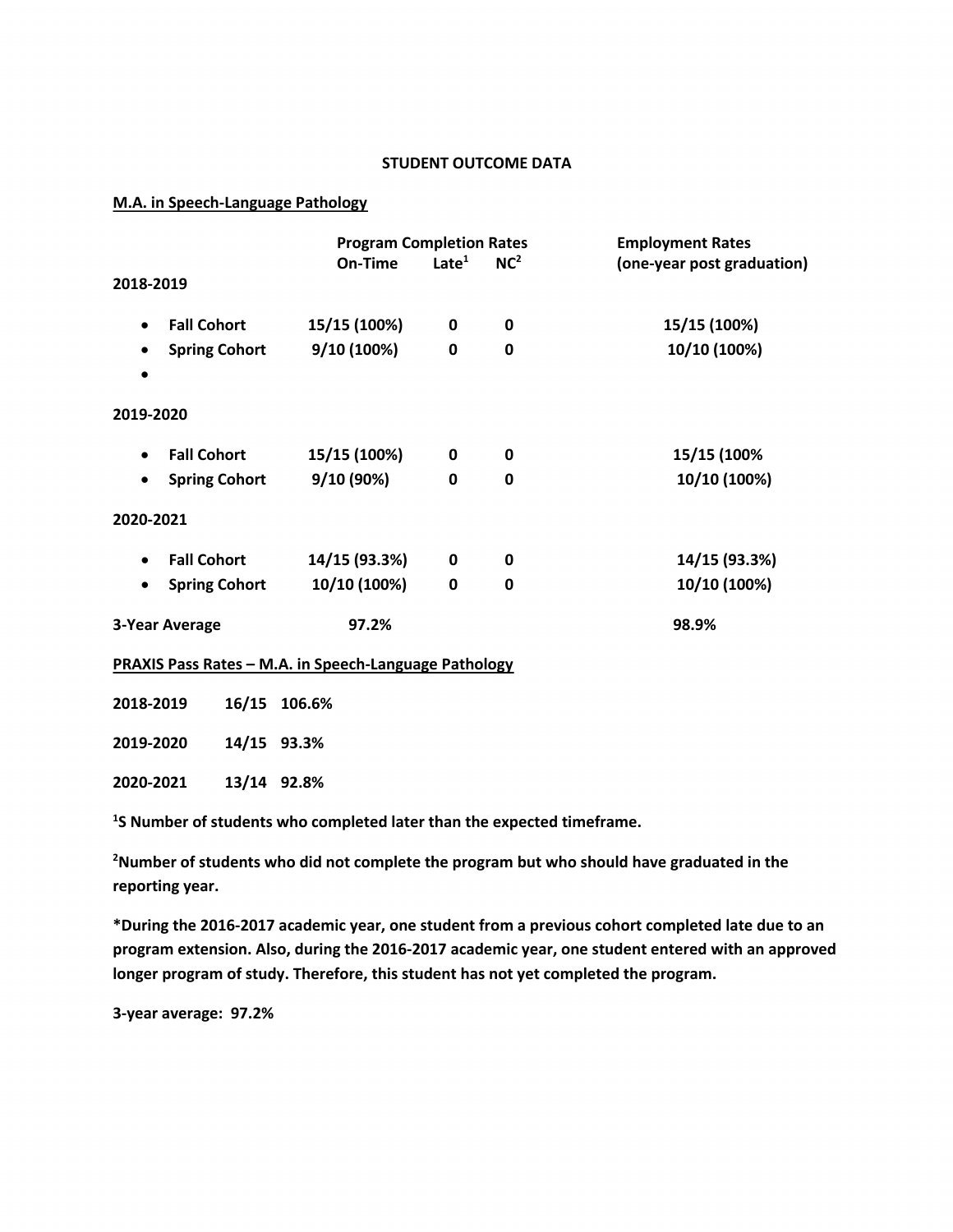## STUDENT OUTCOME DATA

**M.A. in Speech-Language Pathology**

| | Program Completion Rates On-Time | Late[1] | NC[2] | Employment Rates (one-year post graduation) |
|---|---|---|---|---|
| **2018-2019** | | | | |
| • Fall Cohort | 15/15 (100%) | 0 | 0 | 15/15 (100%) |
| • Spring Cohort | 9/10 (100%) | 0 | 0 | 10/10 (100%) |
| • | | | | |
| **2019-2020** | | | | |
| • Fall Cohort | 15/15 (100%) | 0 | 0 | 15/15 (100% |
| • Spring Cohort | 9/10 (90%) | 0 | 0 | 10/10 (100%) |
| **2020-2021** | | | | |
| • Fall Cohort | 14/15 (93.3%) | 0 | 0 | 14/15 (93.3%) |
| • Spring Cohort | 10/10 (100%) | 0 | 0 | 10/10 (100%) |
| **3-Year Average** | 97.2% | | | 98.9% |

**PRAXIS Pass Rates – M.A. in Speech-Language Pathology**

| | | |
|---|---|---|
| **2018-2019** | 16/15 | 106.6% |
| **2019-2020** | 14/15 | 93.3% |
| **2020-2021** | 13/14 | 92.8% |

**[1]S Number of students who completed later than the expected timeframe.**

**[2]Number of students who did not complete the program but who should have graduated in the reporting year.**

**\*During the 2016-2017 academic year, one student from a previous cohort completed late due to an program extension. Also, during the 2016-2017 academic year, one student entered with an approved longer program of study. Therefore, this student has not yet completed the program.**

**3-year average: 97.2%**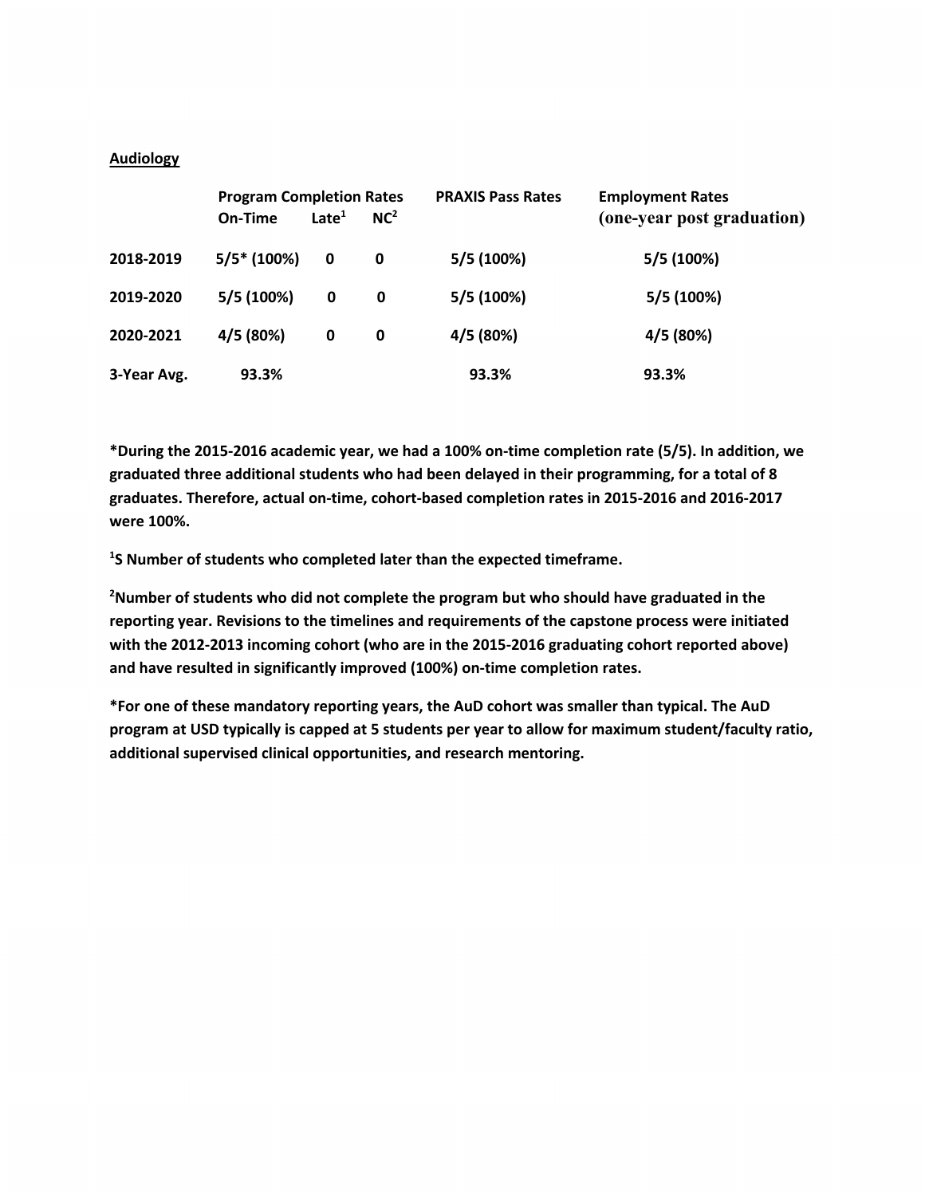**Audiology**

| | Program Completion Rates | | | PRAXIS Pass Rates | Employment Rates (one-year post graduation) |
| --- | --- | --- | --- | --- | --- |
| | On-Time | Late[1] | NC[2] | | |
| 2018-2019 | 5/5* (100%) | 0 | 0 | 5/5 (100%) | 5/5 (100%) |
| 2019-2020 | 5/5 (100%) | 0 | 0 | 5/5 (100%) | 5/5 (100%) |
| 2020-2021 | 4/5 (80%) | 0 | 0 | 4/5 (80%) | 4/5 (80%) |
| 3-Year Avg. | 93.3% | | | 93.3% | 93.3% |

**\*During the 2015-2016 academic year, we had a 100% on-time completion rate (5/5). In addition, we graduated three additional students who had been delayed in their programming, for a total of 8 graduates. Therefore, actual on-time, cohort-based completion rates in 2015-2016 and 2016-2017 were 100%.**

**[1]S Number of students who completed later than the expected timeframe.**

**[2]Number of students who did not complete the program but who should have graduated in the reporting year. Revisions to the timelines and requirements of the capstone process were initiated with the 2012-2013 incoming cohort (who are in the 2015-2016 graduating cohort reported above) and have resulted in significantly improved (100%) on-time completion rates.**

**\*For one of these mandatory reporting years, the AuD cohort was smaller than typical. The AuD program at USD typically is capped at 5 students per year to allow for maximum student/faculty ratio, additional supervised clinical opportunities, and research mentoring.**